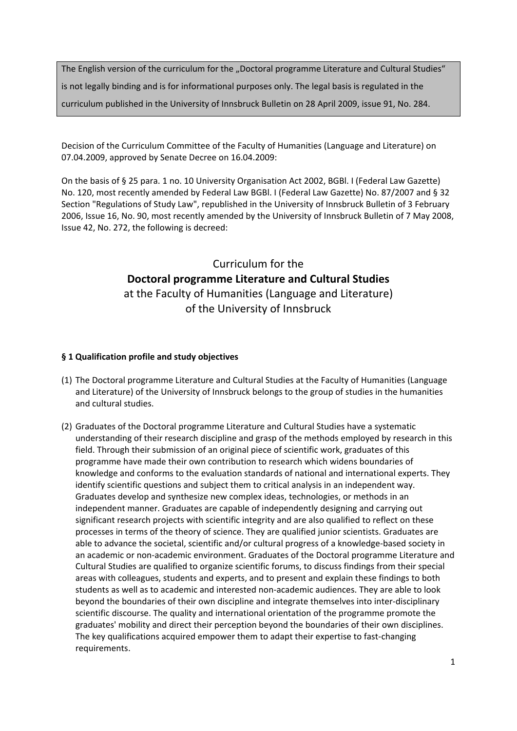The English version of the curriculum for the „Doctoral programme Literature and Cultural Studies" is not legally binding and is for informational purposes only. The legal basis is regulated in the curriculum published in the University of Innsbruck Bulletin on 28 April 2009, issue 91, No. 284.

Decision of the Curriculum Committee of the Faculty of Humanities (Language and Literature) on 07.04.2009, approved by Senate Decree on 16.04.2009:

On the basis of § 25 para. 1 no. 10 University Organisation Act 2002, BGBl. I (Federal Law Gazette) No. 120, most recently amended by Federal Law BGBl. I (Federal Law Gazette) No. 87/2007 and § 32 Section "Regulations of Study Law", republished in the University of Innsbruck Bulletin of 3 February 2006, Issue 16, No. 90, most recently amended by the University of Innsbruck Bulletin of 7 May 2008, Issue 42, No. 272, the following is decreed:

# Curriculum for the **Doctoral programme Literature and Cultural Studies** at the Faculty of Humanities (Language and Literature) of the University of Innsbruck

## § 1 Qualification profile and study objectives

(1) The Doctoral programme Literature and Cultural Studies at the Faculty of Humanities (Language and Literature) of the University of Innsbruck belongs to the group of studies in the humanities and cultural studies.

(2) Graduates of the Doctoral programme Literature and Cultural Studies have a systematic understanding of their research discipline and grasp of the methods employed by research in this field. Through their submission of an original piece of scientific work, graduates of this programme have made their own contribution to research which widens boundaries of knowledge and conforms to the evaluation standards of national and international experts. They identify scientific questions and subject them to critical analysis in an independent way. Graduates develop and synthesize new complex ideas, technologies, or methods in an independent manner. Graduates are capable of independently designing and carrying out significant research projects with scientific integrity and are also qualified to reflect on these processes in terms of the theory of science. They are qualified junior scientists. Graduates are able to advance the societal, scientific and/or cultural progress of a knowledge-based society in an academic or non-academic environment. Graduates of the Doctoral programme Literature and Cultural Studies are qualified to organize scientific forums, to discuss findings from their special areas with colleagues, students and experts, and to present and explain these findings to both students as well as to academic and interested non-academic audiences. They are able to look beyond the boundaries of their own discipline and integrate themselves into inter-disciplinary scientific discourse. The quality and international orientation of the programme promote the graduates' mobility and direct their perception beyond the boundaries of their own disciplines. The key qualifications acquired empower them to adapt their expertise to fast-changing requirements.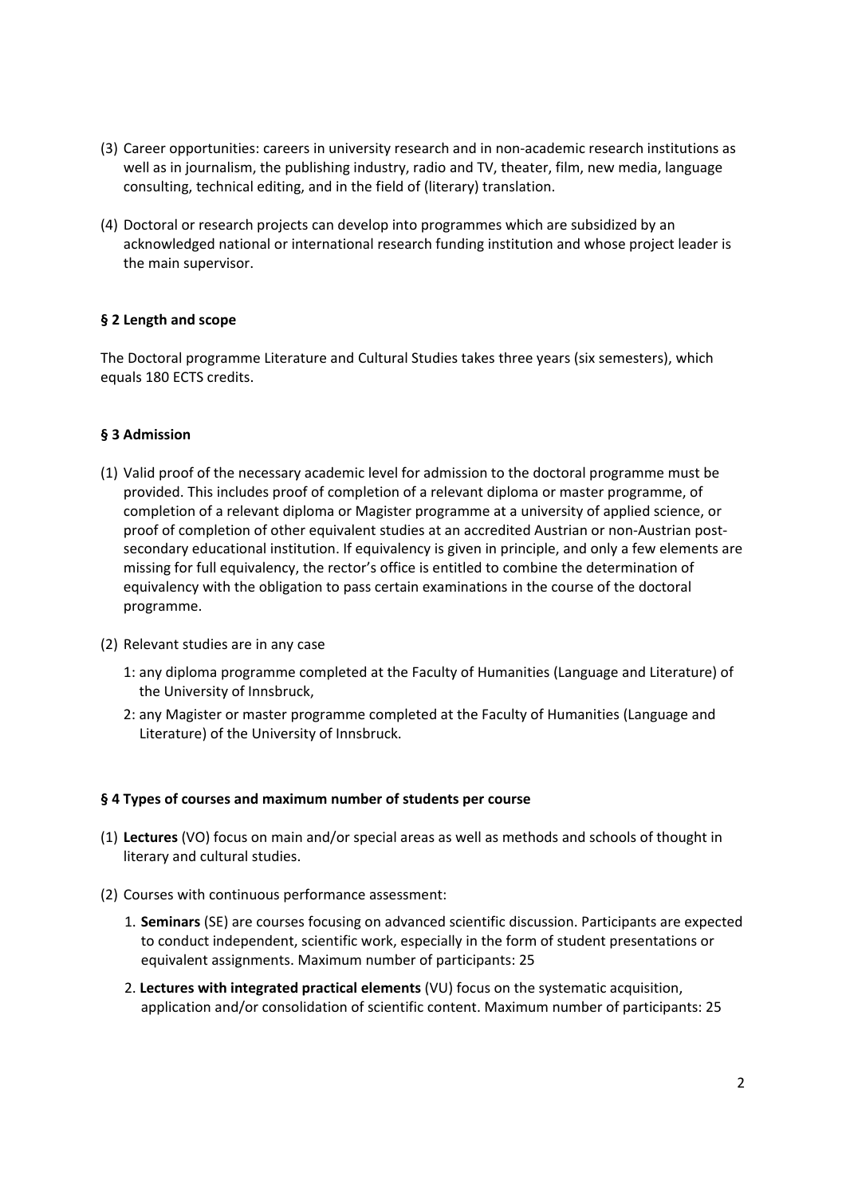(3) Career opportunities: careers in university research and in non-academic research institutions as well as in journalism, the publishing industry, radio and TV, theater, film, new media, language consulting, technical editing, and in the field of (literary) translation.

(4) Doctoral or research projects can develop into programmes which are subsidized by an acknowledged national or international research funding institution and whose project leader is the main supervisor.

**§ 2 Length and scope**

The Doctoral programme Literature and Cultural Studies takes three years (six semesters), which equals 180 ECTS credits.

**§ 3 Admission**

(1) Valid proof of the necessary academic level for admission to the doctoral programme must be provided. This includes proof of completion of a relevant diploma or master programme, of completion of a relevant diploma or Magister programme at a university of applied science, or proof of completion of other equivalent studies at an accredited Austrian or non-Austrian post-secondary educational institution. If equivalency is given in principle, and only a few elements are missing for full equivalency, the rector's office is entitled to combine the determination of equivalency with the obligation to pass certain examinations in the course of the doctoral programme.

(2) Relevant studies are in any case

1: any diploma programme completed at the Faculty of Humanities (Language and Literature) of the University of Innsbruck,

2: any Magister or master programme completed at the Faculty of Humanities (Language and Literature) of the University of Innsbruck.

**§ 4 Types of courses and maximum number of students per course**

(1) **Lectures** (VO) focus on main and/or special areas as well as methods and schools of thought in literary and cultural studies.

(2) Courses with continuous performance assessment:

1. **Seminars** (SE) are courses focusing on advanced scientific discussion. Participants are expected to conduct independent, scientific work, especially in the form of student presentations or equivalent assignments. Maximum number of participants: 25
2. **Lectures with integrated practical elements** (VU) focus on the systematic acquisition, application and/or consolidation of scientific content. Maximum number of participants: 25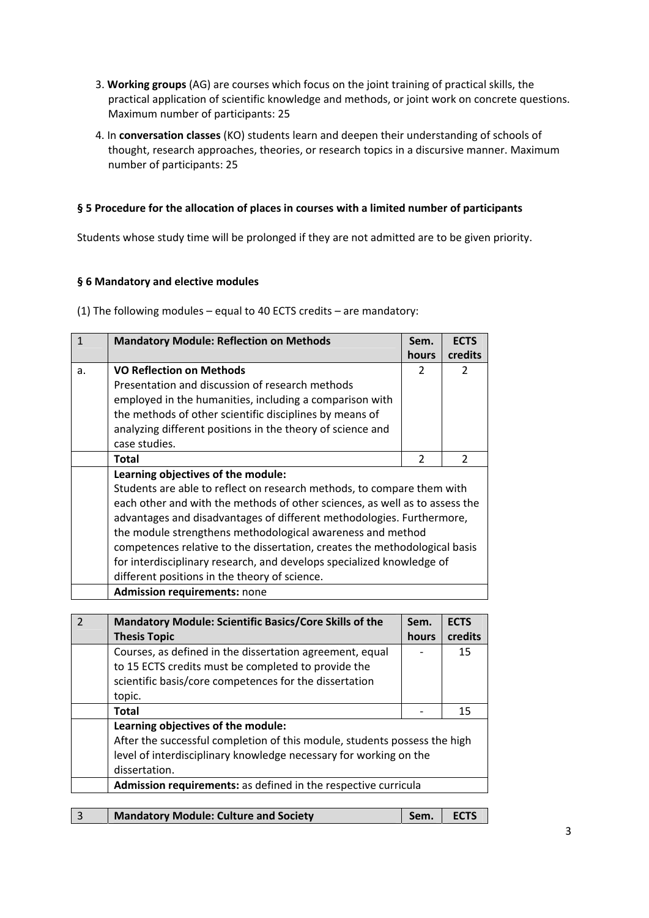3. **Working groups** (AG) are courses which focus on the joint training of practical skills, the practical application of scientific knowledge and methods, or joint work on concrete questions. Maximum number of participants: 25

4. In **conversation classes** (KO) students learn and deepen their understanding of schools of thought, research approaches, theories, or research topics in a discursive manner. Maximum number of participants: 25

### § 5 Procedure for the allocation of places in courses with a limited number of participants

Students whose study time will be prolonged if they are not admitted are to be given priority.

### § 6 Mandatory and elective modules

(1) The following modules – equal to 40 ECTS credits – are mandatory:

| 1 | **Mandatory Module: Reflection on Methods** | **Sem. hours** | **ECTS credits** |
|---|---|---|---|
| a. | **VO Reflection on Methods**<br>Presentation and discussion of research methods employed in the humanities, including a comparison with the methods of other scientific disciplines by means of analyzing different positions in the theory of science and case studies. | 2 | 2 |
| | **Total** | 2 | 2 |
| | **Learning objectives of the module:**<br>Students are able to reflect on research methods, to compare them with each other and with the methods of other sciences, as well as to assess the advantages and disadvantages of different methodologies. Furthermore, the module strengthens methodological awareness and method competences relative to the dissertation, creates the methodological basis for interdisciplinary research, and develops specialized knowledge of different positions in the theory of science. | | |
| | **Admission requirements:** none | | |

| 2 | **Mandatory Module: Scientific Basics/Core Skills of the Thesis Topic** | **Sem. hours** | **ECTS credits** |
|---|---|---|---|
| | Courses, as defined in the dissertation agreement, equal to 15 ECTS credits must be completed to provide the scientific basis/core competences for the dissertation topic. | - | 15 |
| | **Total** | - | 15 |
| | **Learning objectives of the module:**<br>After the successful completion of this module, students possess the high level of interdisciplinary knowledge necessary for working on the dissertation. | | |
| | **Admission requirements:** as defined in the respective curricula | | |

| 3 | **Mandatory Module: Culture and Society** | **Sem.** | **ECTS** |
|---|---|---|---|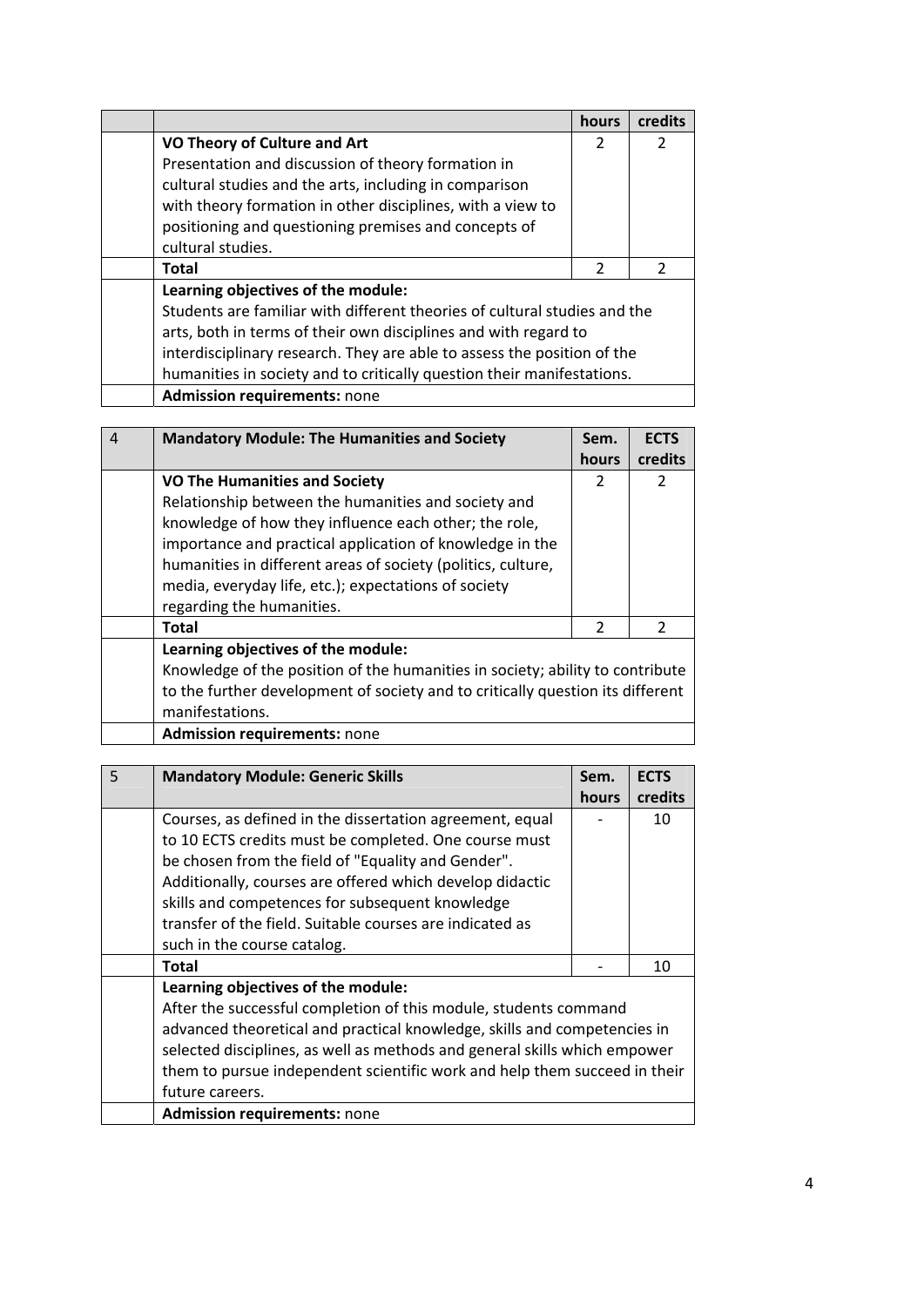| | | hours | credits |
|---|---|---|---|
| | **VO Theory of Culture and Art**<br>Presentation and discussion of theory formation in cultural studies and the arts, including in comparison with theory formation in other disciplines, with a view to positioning and questioning premises and concepts of cultural studies. | 2 | 2 |
| | **Total** | 2 | 2 |
| | **Learning objectives of the module:**<br>Students are familiar with different theories of cultural studies and the arts, both in terms of their own disciplines and with regard to interdisciplinary research. They are able to assess the position of the humanities in society and to critically question their manifestations. | | |
| | **Admission requirements:** none | | |

| 4 | **Mandatory Module: The Humanities and Society** | **Sem. hours** | **ECTS credits** |
|---|---|---|---|
| | **VO The Humanities and Society**<br>Relationship between the humanities and society and knowledge of how they influence each other; the role, importance and practical application of knowledge in the humanities in different areas of society (politics, culture, media, everyday life, etc.); expectations of society regarding the humanities. | 2 | 2 |
| | **Total** | 2 | 2 |
| | **Learning objectives of the module:**<br>Knowledge of the position of the humanities in society; ability to contribute to the further development of society and to critically question its different manifestations. | | |
| | **Admission requirements:** none | | |

| 5 | **Mandatory Module: Generic Skills** | **Sem. hours** | **ECTS credits** |
|---|---|---|---|
| | Courses, as defined in the dissertation agreement, equal to 10 ECTS credits must be completed. One course must be chosen from the field of "Equality and Gender". Additionally, courses are offered which develop didactic skills and competences for subsequent knowledge transfer of the field. Suitable courses are indicated as such in the course catalog. | - | 10 |
| | **Total** | - | 10 |
| | **Learning objectives of the module:**<br>After the successful completion of this module, students command advanced theoretical and practical knowledge, skills and competencies in selected disciplines, as well as methods and general skills which empower them to pursue independent scientific work and help them succeed in their future careers. | | |
| | **Admission requirements:** none | | |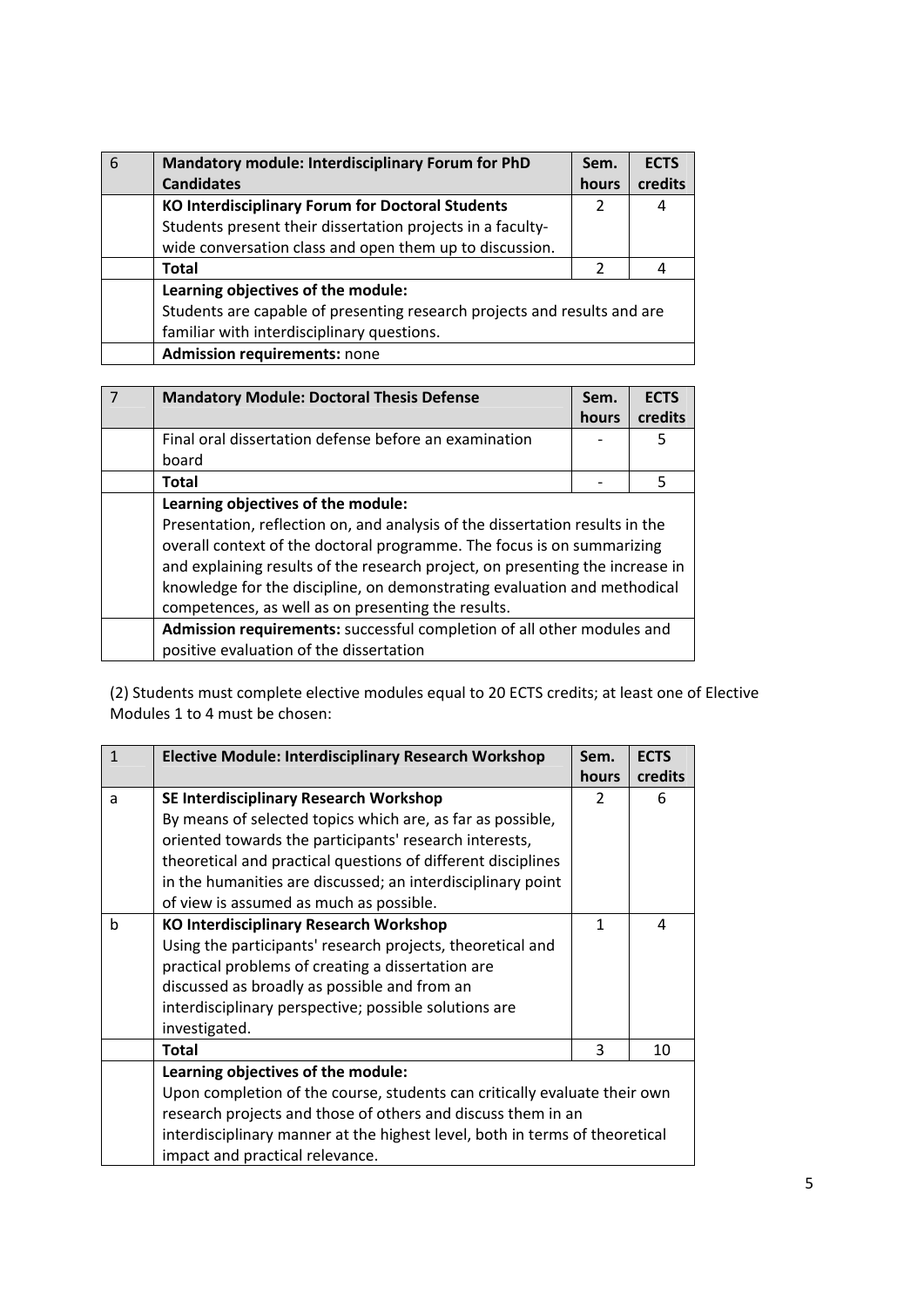| 6 | **Mandatory module: Interdisciplinary Forum for PhD Candidates** | **Sem. hours** | **ECTS credits** |
| --- | --- | --- | --- |
| | **KO Interdisciplinary Forum for Doctoral Students** Students present their dissertation projects in a faculty-wide conversation class and open them up to discussion. | 2 | 4 |
| | **Total** | 2 | 4 |
| | **Learning objectives of the module:** Students are capable of presenting research projects and results and are familiar with interdisciplinary questions. | | |
| | **Admission requirements:** none | | |

| 7 | **Mandatory Module: Doctoral Thesis Defense** | **Sem. hours** | **ECTS credits** |
| --- | --- | --- | --- |
| | Final oral dissertation defense before an examination board | - | 5 |
| | **Total** | - | 5 |
| | **Learning objectives of the module:** Presentation, reflection on, and analysis of the dissertation results in the overall context of the doctoral programme. The focus is on summarizing and explaining results of the research project, on presenting the increase in knowledge for the discipline, on demonstrating evaluation and methodical competences, as well as on presenting the results. | | |
| | **Admission requirements:** successful completion of all other modules and positive evaluation of the dissertation | | |

(2) Students must complete elective modules equal to 20 ECTS credits; at least one of Elective Modules 1 to 4 must be chosen:

| 1 | **Elective Module: Interdisciplinary Research Workshop** | **Sem. hours** | **ECTS credits** |
| --- | --- | --- | --- |
| a | **SE Interdisciplinary Research Workshop** By means of selected topics which are, as far as possible, oriented towards the participants' research interests, theoretical and practical questions of different disciplines in the humanities are discussed; an interdisciplinary point of view is assumed as much as possible. | 2 | 6 |
| b | **KO Interdisciplinary Research Workshop** Using the participants' research projects, theoretical and practical problems of creating a dissertation are discussed as broadly as possible and from an interdisciplinary perspective; possible solutions are investigated. | 1 | 4 |
| | **Total** | 3 | 10 |
| | **Learning objectives of the module:** Upon completion of the course, students can critically evaluate their own research projects and those of others and discuss them in an interdisciplinary manner at the highest level, both in terms of theoretical impact and practical relevance. | | |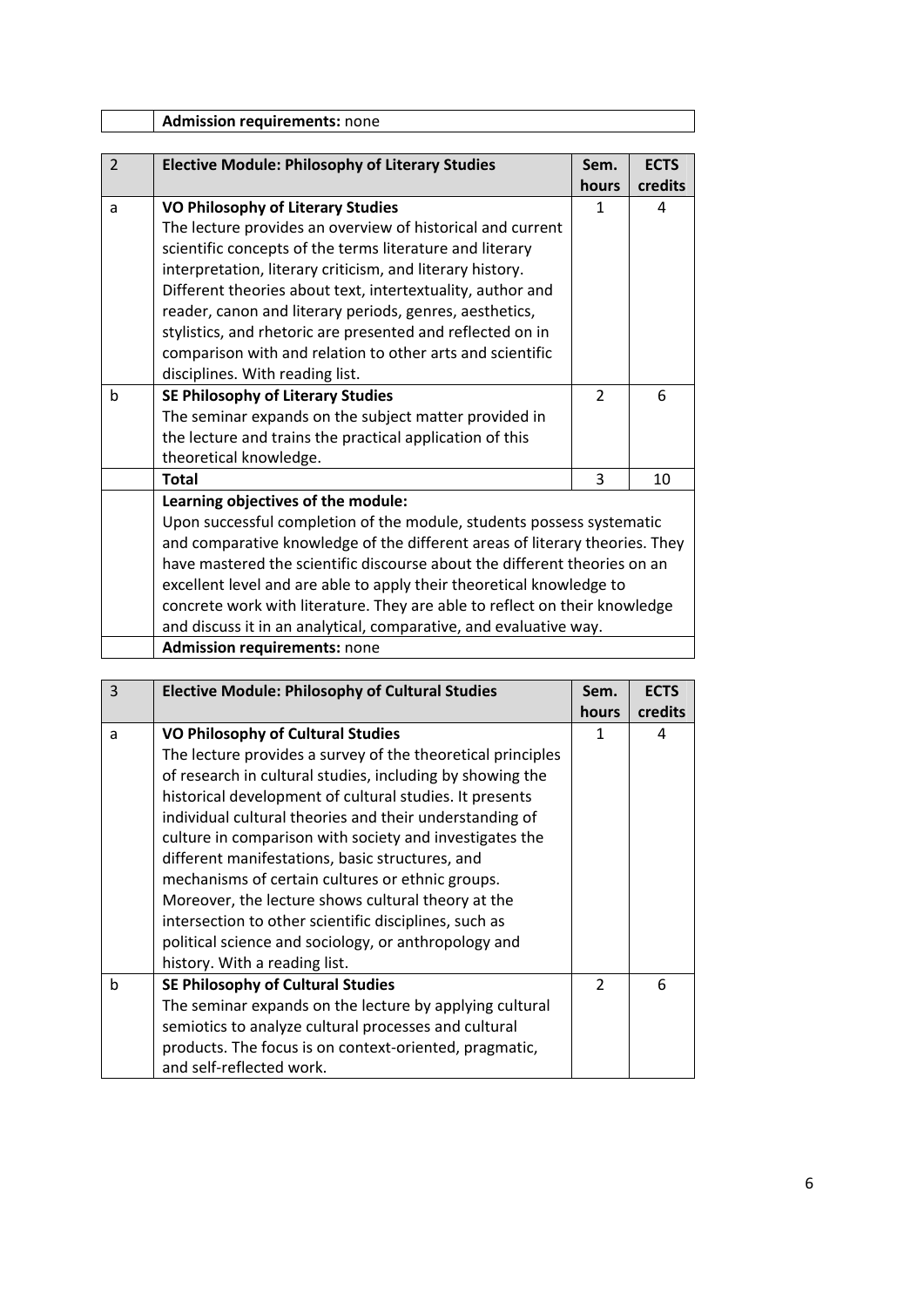| | **Admission requirements:** none | | |
|---|---|---|---|

| 2 | **Elective Module: Philosophy of Literary Studies** | **Sem. hours** | **ECTS credits** |
|---|---|---|---|
| a | **VO Philosophy of Literary Studies** The lecture provides an overview of historical and current scientific concepts of the terms literature and literary interpretation, literary criticism, and literary history. Different theories about text, intertextuality, author and reader, canon and literary periods, genres, aesthetics, stylistics, and rhetoric are presented and reflected on in comparison with and relation to other arts and scientific disciplines. With reading list. | 1 | 4 |
| b | **SE Philosophy of Literary Studies** The seminar expands on the subject matter provided in the lecture and trains the practical application of this theoretical knowledge. | 2 | 6 |
| | **Total** | 3 | 10 |
| | **Learning objectives of the module:** Upon successful completion of the module, students possess systematic and comparative knowledge of the different areas of literary theories. They have mastered the scientific discourse about the different theories on an excellent level and are able to apply their theoretical knowledge to concrete work with literature. They are able to reflect on their knowledge and discuss it in an analytical, comparative, and evaluative way. | | |
| | **Admission requirements:** none | | |

| 3 | **Elective Module: Philosophy of Cultural Studies** | **Sem. hours** | **ECTS credits** |
|---|---|---|---|
| a | **VO Philosophy of Cultural Studies** The lecture provides a survey of the theoretical principles of research in cultural studies, including by showing the historical development of cultural studies. It presents individual cultural theories and their understanding of culture in comparison with society and investigates the different manifestations, basic structures, and mechanisms of certain cultures or ethnic groups. Moreover, the lecture shows cultural theory at the intersection to other scientific disciplines, such as political science and sociology, or anthropology and history. With a reading list. | 1 | 4 |
| b | **SE Philosophy of Cultural Studies** The seminar expands on the lecture by applying cultural semiotics to analyze cultural processes and cultural products. The focus is on context-oriented, pragmatic, and self-reflected work. | 2 | 6 |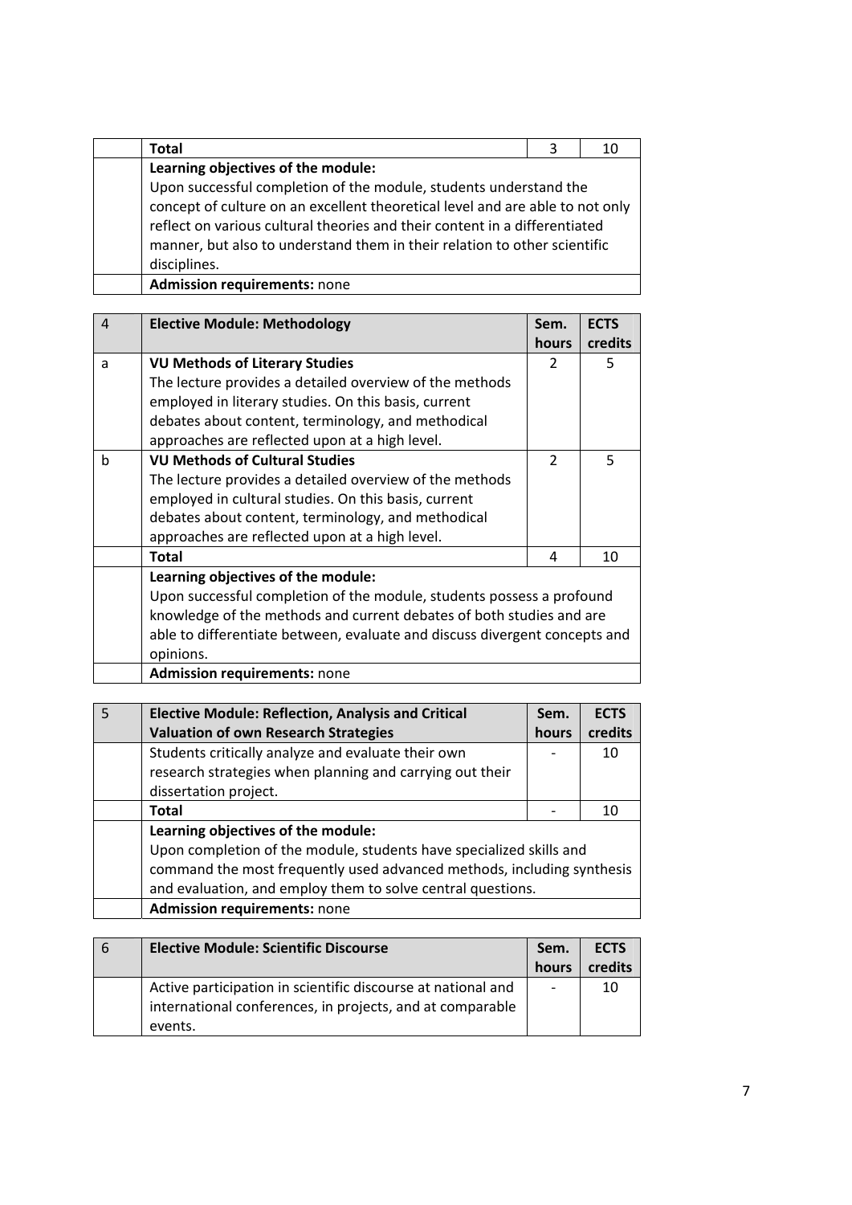| | Total | 3 | 10 |
|---|---|---|---|
| | **Learning objectives of the module:** Upon successful completion of the module, students understand the concept of culture on an excellent theoretical level and are able to not only reflect on various cultural theories and their content in a differentiated manner, but also to understand them in their relation to other scientific disciplines. | | |
| | **Admission requirements:** none | | |

| 4 | Elective Module: Methodology | Sem. hours | ECTS credits |
|---|---|---|---|
| a | **VU Methods of Literary Studies** The lecture provides a detailed overview of the methods employed in literary studies. On this basis, current debates about content, terminology, and methodical approaches are reflected upon at a high level. | 2 | 5 |
| b | **VU Methods of Cultural Studies** The lecture provides a detailed overview of the methods employed in cultural studies. On this basis, current debates about content, terminology, and methodical approaches are reflected upon at a high level. | 2 | 5 |
| | **Total** | 4 | 10 |
| | **Learning objectives of the module:** Upon successful completion of the module, students possess a profound knowledge of the methods and current debates of both studies and are able to differentiate between, evaluate and discuss divergent concepts and opinions. | | |
| | **Admission requirements:** none | | |

| 5 | Elective Module: Reflection, Analysis and Critical Valuation of own Research Strategies | Sem. hours | ECTS credits |
|---|---|---|---|
| | Students critically analyze and evaluate their own research strategies when planning and carrying out their dissertation project. | - | 10 |
| | **Total** | - | 10 |
| | **Learning objectives of the module:** Upon completion of the module, students have specialized skills and command the most frequently used advanced methods, including synthesis and evaluation, and employ them to solve central questions. | | |
| | **Admission requirements:** none | | |

| 6 | Elective Module: Scientific Discourse | Sem. hours | ECTS credits |
|---|---|---|---|
| | Active participation in scientific discourse at national and international conferences, in projects, and at comparable events. | - | 10 |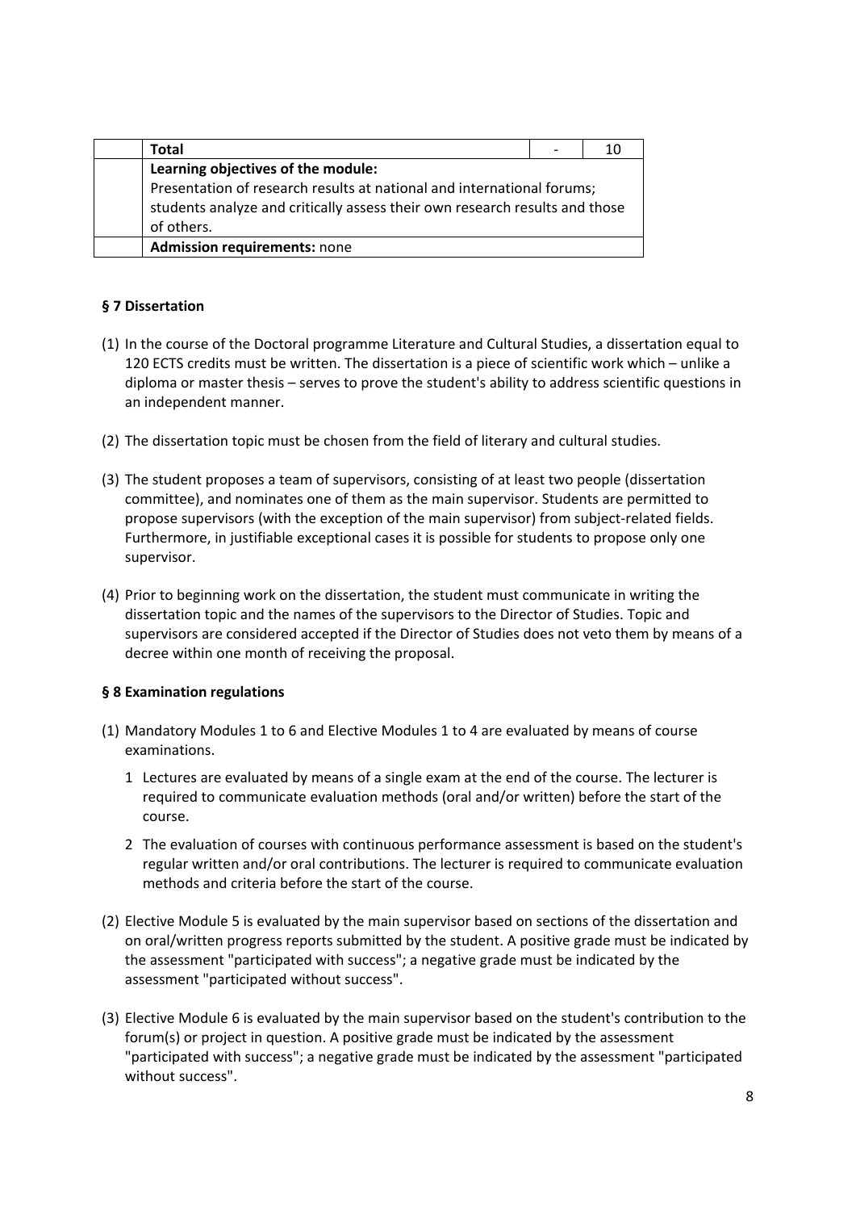| | **Total** | - | 10 |
|---|---|---|---|
| | **Learning objectives of the module:**<br>Presentation of research results at national and international forums; students analyze and critically assess their own research results and those of others. | | |
| | **Admission requirements:** none | | |

### § 7 Dissertation

(1) In the course of the Doctoral programme Literature and Cultural Studies, a dissertation equal to 120 ECTS credits must be written. The dissertation is a piece of scientific work which – unlike a diploma or master thesis – serves to prove the student's ability to address scientific questions in an independent manner.

(2) The dissertation topic must be chosen from the field of literary and cultural studies.

(3) The student proposes a team of supervisors, consisting of at least two people (dissertation committee), and nominates one of them as the main supervisor. Students are permitted to propose supervisors (with the exception of the main supervisor) from subject-related fields. Furthermore, in justifiable exceptional cases it is possible for students to propose only one supervisor.

(4) Prior to beginning work on the dissertation, the student must communicate in writing the dissertation topic and the names of the supervisors to the Director of Studies. Topic and supervisors are considered accepted if the Director of Studies does not veto them by means of a decree within one month of receiving the proposal.

### § 8 Examination regulations

(1) Mandatory Modules 1 to 6 and Elective Modules 1 to 4 are evaluated by means of course examinations.

   1 Lectures are evaluated by means of a single exam at the end of the course. The lecturer is required to communicate evaluation methods (oral and/or written) before the start of the course.

   2 The evaluation of courses with continuous performance assessment is based on the student's regular written and/or oral contributions. The lecturer is required to communicate evaluation methods and criteria before the start of the course.

(2) Elective Module 5 is evaluated by the main supervisor based on sections of the dissertation and on oral/written progress reports submitted by the student. A positive grade must be indicated by the assessment "participated with success"; a negative grade must be indicated by the assessment "participated without success".

(3) Elective Module 6 is evaluated by the main supervisor based on the student's contribution to the forum(s) or project in question. A positive grade must be indicated by the assessment "participated with success"; a negative grade must be indicated by the assessment "participated without success".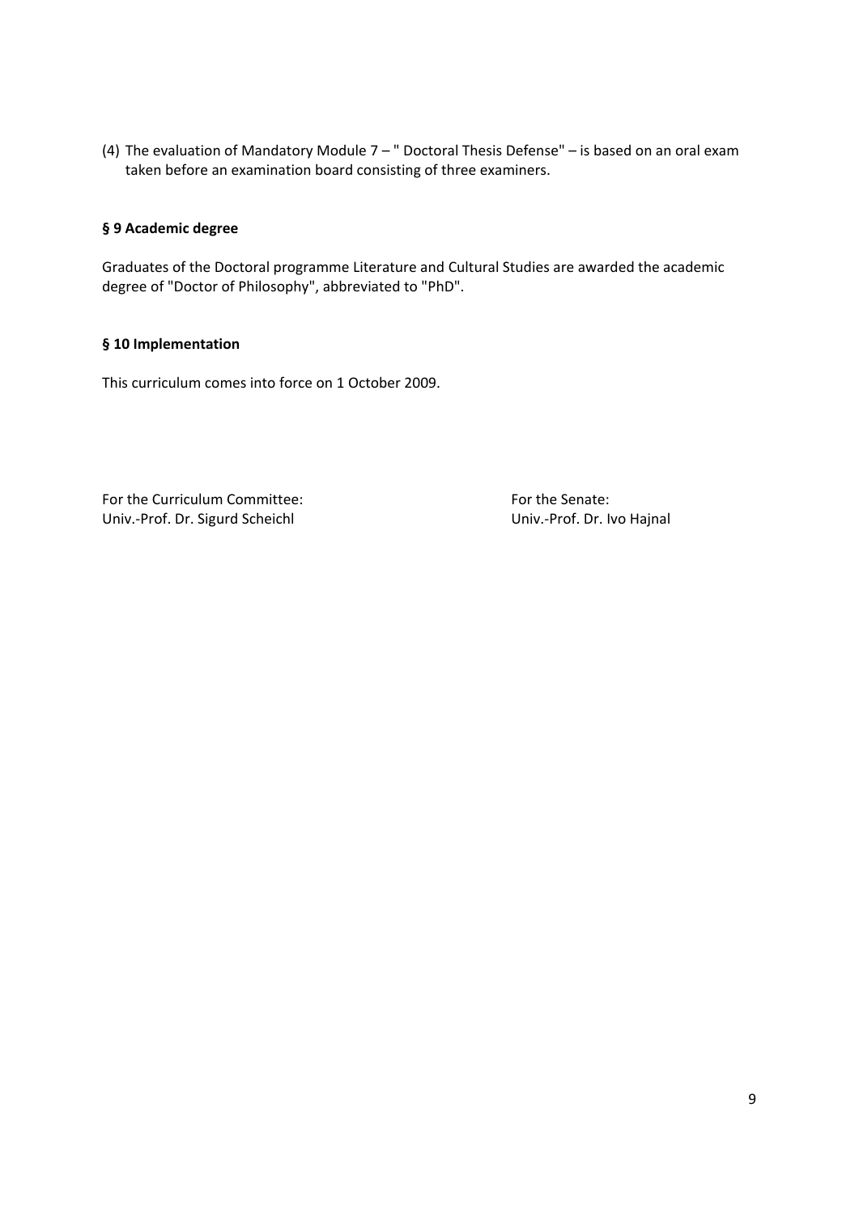(4) The evaluation of Mandatory Module 7 – " Doctoral Thesis Defense" – is based on an oral exam taken before an examination board consisting of three examiners.

### § 9 Academic degree

Graduates of the Doctoral programme Literature and Cultural Studies are awarded the academic degree of "Doctor of Philosophy", abbreviated to "PhD".

### § 10 Implementation

This curriculum comes into force on 1 October 2009.

For the Curriculum Committee:
Univ.-Prof. Dr. Sigurd Scheichl

For the Senate:
Univ.-Prof. Dr. Ivo Hajnal